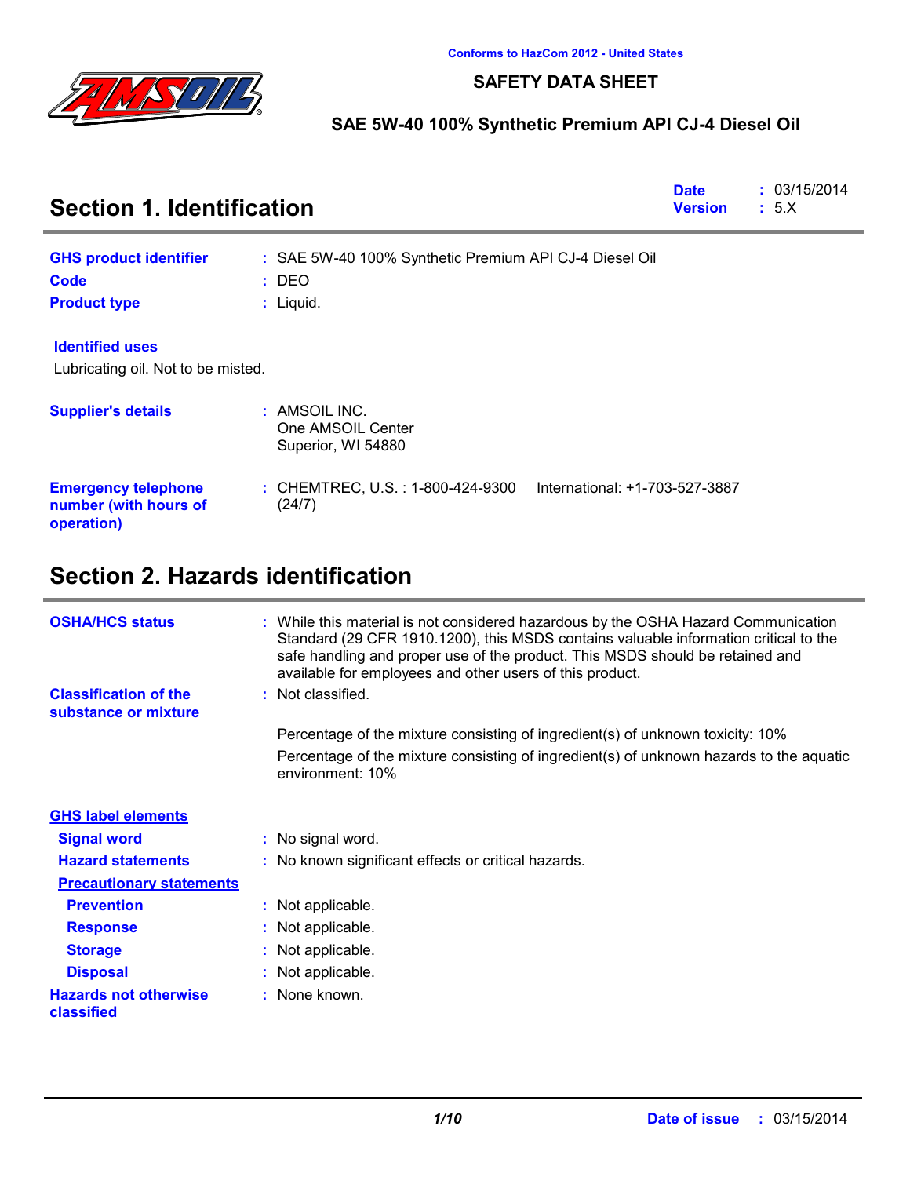Conforms to HazCom 2012 - United States

# SAFETY DATA SHEET

## SAE 5W-40 100% Synthetic Premium API CJ-4 Diesel Oil

## Section 1. Identification

**Date** : 03/15/2014
**Version** : 5.X

**GHS product identifier** : SAE 5W-40 100% Synthetic Premium API CJ-4 Diesel Oil

**Code** : DEO

**Product type** : Liquid.

**Identified uses**

Lubricating oil. Not to be misted.

**Supplier's details** : AMSOIL INC.
One AMSOIL Center
Superior, WI 54880

**Emergency telephone number (with hours of operation)** : CHEMTREC, U.S. : 1-800-424-9300 International: +1-703-527-3887 (24/7)

## Section 2. Hazards identification

**OSHA/HCS status** : While this material is not considered hazardous by the OSHA Hazard Communication Standard (29 CFR 1910.1200), this MSDS contains valuable information critical to the safe handling and proper use of the product. This MSDS should be retained and available for employees and other users of this product.

**Classification of the substance or mixture** : Not classified.

Percentage of the mixture consisting of ingredient(s) of unknown toxicity: 10%

Percentage of the mixture consisting of ingredient(s) of unknown hazards to the aquatic environment: 10%

**GHS label elements**

**Signal word** : No signal word.

**Hazard statements** : No known significant effects or critical hazards.

**Precautionary statements**

**Prevention** : Not applicable.

**Response** : Not applicable.

**Storage** : Not applicable.

**Disposal** : Not applicable.

**Hazards not otherwise classified** : None known.

**Date of issue** : 03/15/2014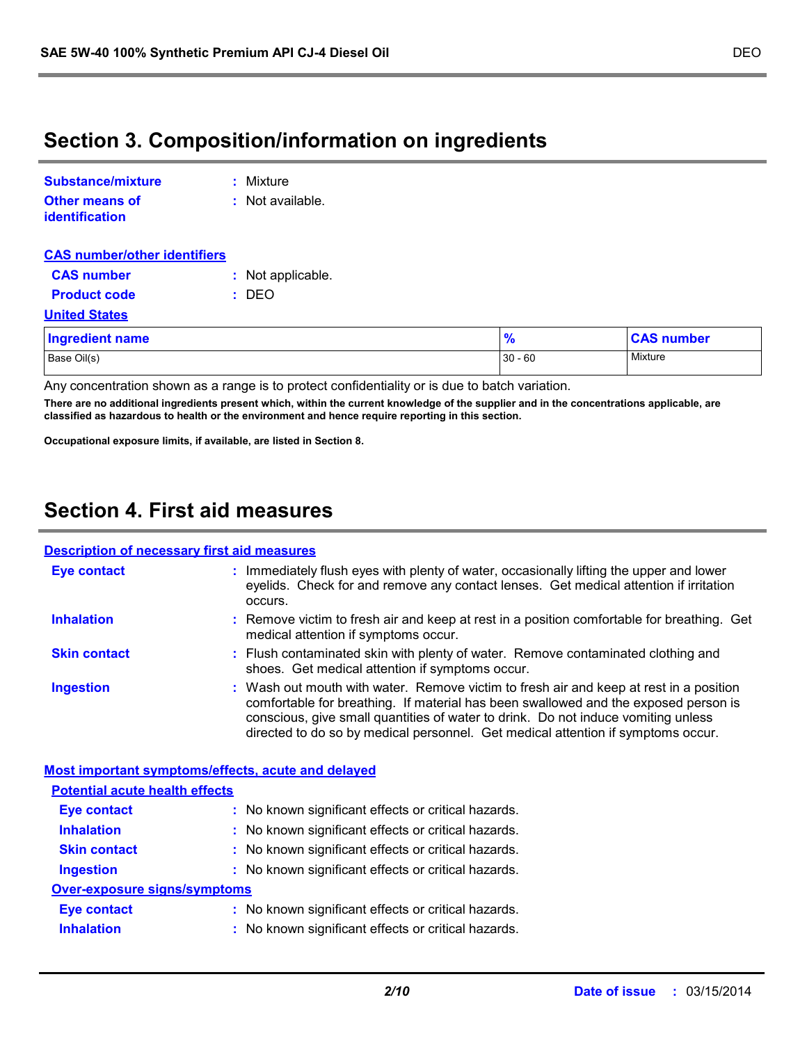## Section 3. Composition/information on ingredients

**Substance/mixture** : Mixture

**Other means of identification** : Not available.

**CAS number/other identifiers**

**CAS number** : Not applicable.

**Product code** : DEO

**United States**

| Ingredient name | % | CAS number |
|---|---|---|
| Base Oil(s) | 30 - 60 | Mixture |

Any concentration shown as a range is to protect confidentiality or is due to batch variation.

**There are no additional ingredients present which, within the current knowledge of the supplier and in the concentrations applicable, are classified as hazardous to health or the environment and hence require reporting in this section.**

**Occupational exposure limits, if available, are listed in Section 8.**

## Section 4. First aid measures

**Description of necessary first aid measures**

**Eye contact** : Immediately flush eyes with plenty of water, occasionally lifting the upper and lower eyelids. Check for and remove any contact lenses. Get medical attention if irritation occurs.

**Inhalation** : Remove victim to fresh air and keep at rest in a position comfortable for breathing. Get medical attention if symptoms occur.

**Skin contact** : Flush contaminated skin with plenty of water. Remove contaminated clothing and shoes. Get medical attention if symptoms occur.

**Ingestion** : Wash out mouth with water. Remove victim to fresh air and keep at rest in a position comfortable for breathing. If material has been swallowed and the exposed person is conscious, give small quantities of water to drink. Do not induce vomiting unless directed to do so by medical personnel. Get medical attention if symptoms occur.

**Most important symptoms/effects, acute and delayed**

**Potential acute health effects**

**Eye contact** : No known significant effects or critical hazards.

**Inhalation** : No known significant effects or critical hazards.

**Skin contact** : No known significant effects or critical hazards.

**Ingestion** : No known significant effects or critical hazards.

**Over-exposure signs/symptoms**

**Eye contact** : No known significant effects or critical hazards.

**Inhalation** : No known significant effects or critical hazards.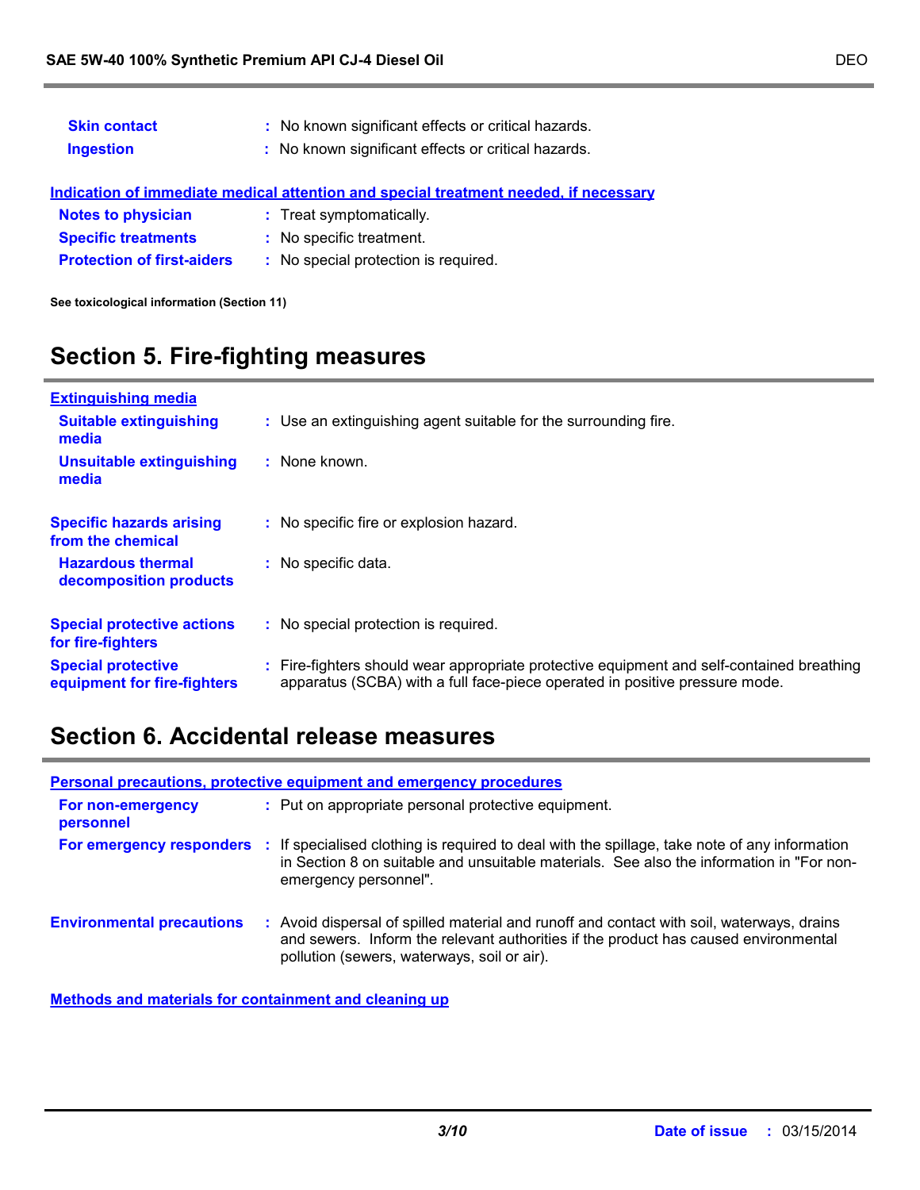**Skin contact** : No known significant effects or critical hazards.

**Ingestion** : No known significant effects or critical hazards.

**Indication of immediate medical attention and special treatment needed, if necessary**

**Notes to physician** : Treat symptomatically.

**Specific treatments** : No specific treatment.

**Protection of first-aiders** : No special protection is required.

**See toxicological information (Section 11)**

## Section 5. Fire-fighting measures

**Extinguishing media**

**Suitable extinguishing media** : Use an extinguishing agent suitable for the surrounding fire.

**Unsuitable extinguishing media** : None known.

**Specific hazards arising from the chemical** : No specific fire or explosion hazard.

**Hazardous thermal decomposition products** : No specific data.

**Special protective actions for fire-fighters** : No special protection is required.

**Special protective equipment for fire-fighters** : Fire-fighters should wear appropriate protective equipment and self-contained breathing apparatus (SCBA) with a full face-piece operated in positive pressure mode.

## Section 6. Accidental release measures

**Personal precautions, protective equipment and emergency procedures**

**For non-emergency personnel** : Put on appropriate personal protective equipment.

**For emergency responders** : If specialised clothing is required to deal with the spillage, take note of any information in Section 8 on suitable and unsuitable materials. See also the information in "For non-emergency personnel".

**Environmental precautions** : Avoid dispersal of spilled material and runoff and contact with soil, waterways, drains and sewers. Inform the relevant authorities if the product has caused environmental pollution (sewers, waterways, soil or air).

**Methods and materials for containment and cleaning up**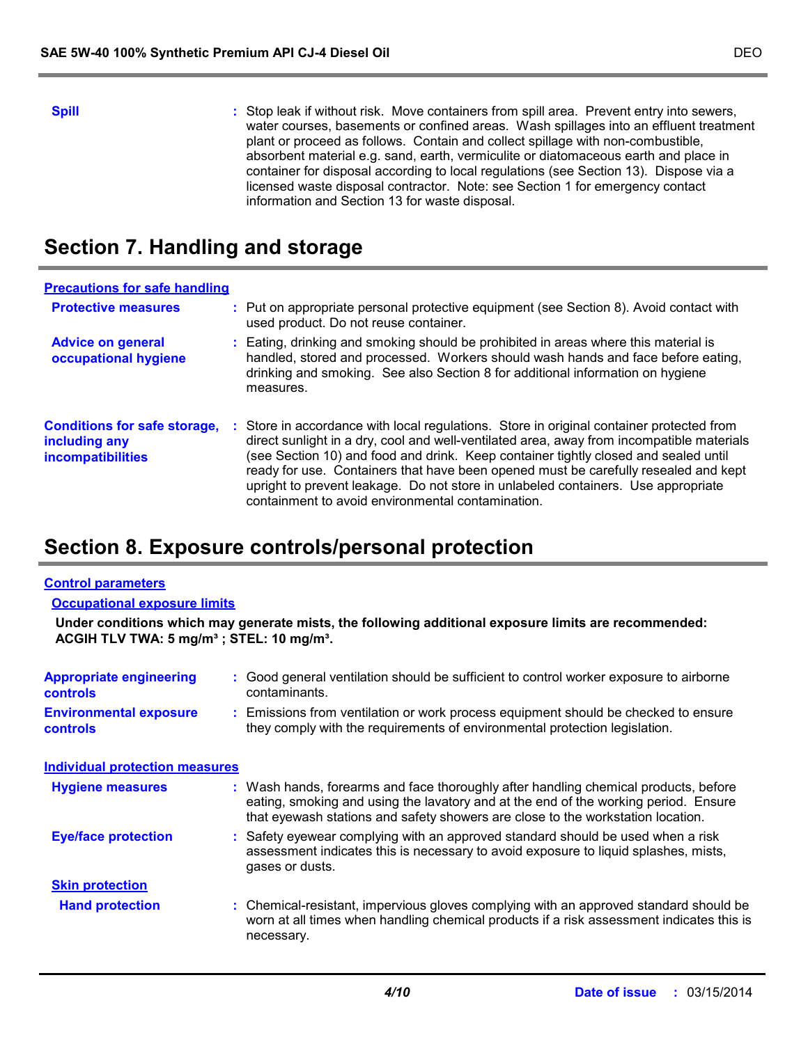**Spill** : Stop leak if without risk. Move containers from spill area. Prevent entry into sewers, water courses, basements or confined areas. Wash spillages into an effluent treatment plant or proceed as follows. Contain and collect spillage with non-combustible, absorbent material e.g. sand, earth, vermiculite or diatomaceous earth and place in container for disposal according to local regulations (see Section 13). Dispose via a licensed waste disposal contractor. Note: see Section 1 for emergency contact information and Section 13 for waste disposal.

# Section 7. Handling and storage

## Precautions for safe handling

**Protective measures** : Put on appropriate personal protective equipment (see Section 8). Avoid contact with used product. Do not reuse container.

**Advice on general occupational hygiene** : Eating, drinking and smoking should be prohibited in areas where this material is handled, stored and processed. Workers should wash hands and face before eating, drinking and smoking. See also Section 8 for additional information on hygiene measures.

**Conditions for safe storage, including any incompatibilities** : Store in accordance with local regulations. Store in original container protected from direct sunlight in a dry, cool and well-ventilated area, away from incompatible materials (see Section 10) and food and drink. Keep container tightly closed and sealed until ready for use. Containers that have been opened must be carefully resealed and kept upright to prevent leakage. Do not store in unlabeled containers. Use appropriate containment to avoid environmental contamination.

# Section 8. Exposure controls/personal protection

## Control parameters

### Occupational exposure limits

**Under conditions which may generate mists, the following additional exposure limits are recommended: ACGIH TLV TWA: 5 mg/m³ ; STEL: 10 mg/m³.**

**Appropriate engineering controls** : Good general ventilation should be sufficient to control worker exposure to airborne contaminants.

**Environmental exposure controls** : Emissions from ventilation or work process equipment should be checked to ensure they comply with the requirements of environmental protection legislation.

## Individual protection measures

**Hygiene measures** : Wash hands, forearms and face thoroughly after handling chemical products, before eating, smoking and using the lavatory and at the end of the working period. Ensure that eyewash stations and safety showers are close to the workstation location.

**Eye/face protection** : Safety eyewear complying with an approved standard should be used when a risk assessment indicates this is necessary to avoid exposure to liquid splashes, mists, gases or dusts.

### Skin protection

**Hand protection** : Chemical-resistant, impervious gloves complying with an approved standard should be worn at all times when handling chemical products if a risk assessment indicates this is necessary.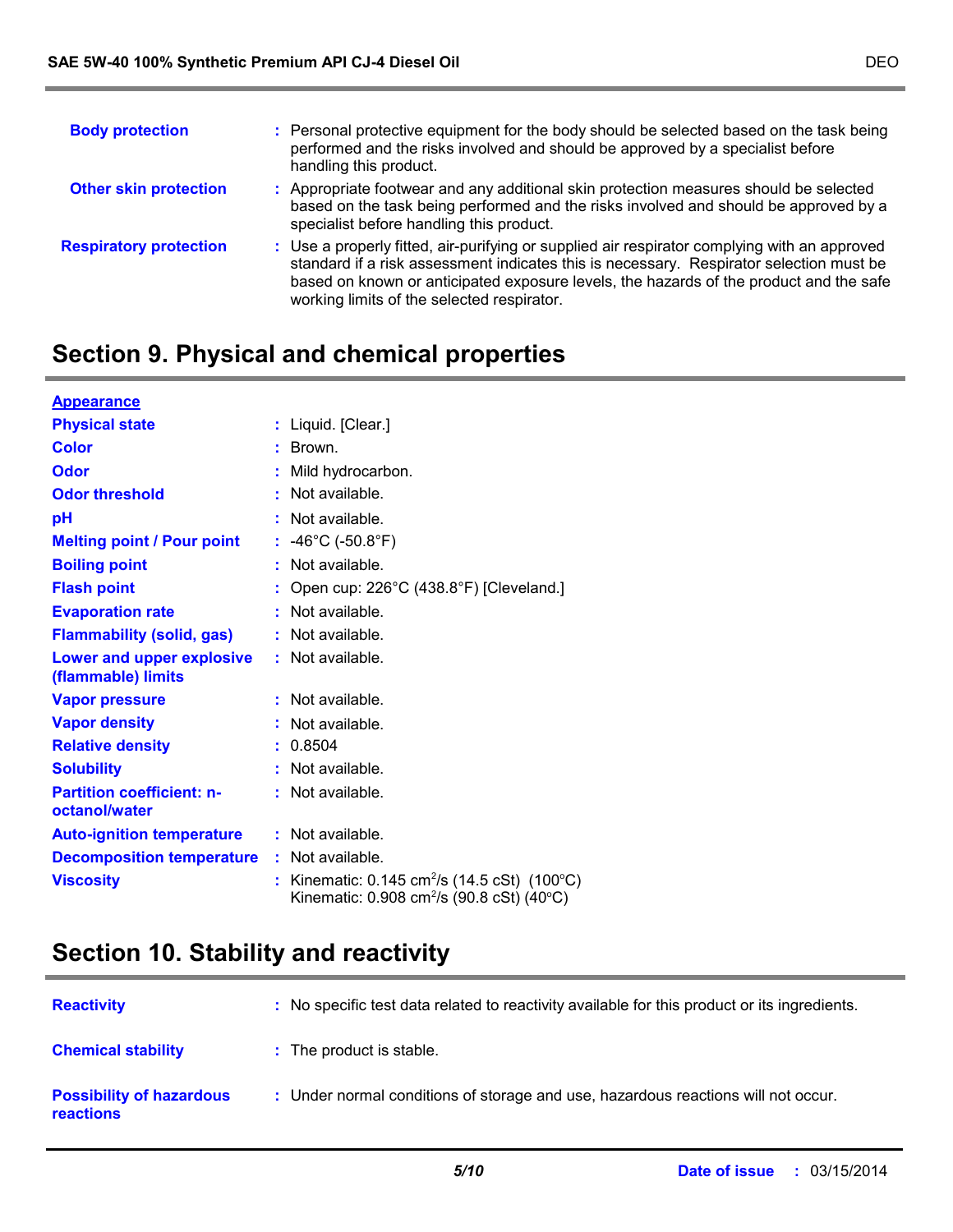| | |
|---|---|
| **Body protection** | : Personal protective equipment for the body should be selected based on the task being performed and the risks involved and should be approved by a specialist before handling this product. |
| **Other skin protection** | : Appropriate footwear and any additional skin protection measures should be selected based on the task being performed and the risks involved and should be approved by a specialist before handling this product. |
| **Respiratory protection** | : Use a properly fitted, air-purifying or supplied air respirator complying with an approved standard if a risk assessment indicates this is necessary. Respirator selection must be based on known or anticipated exposure levels, the hazards of the product and the safe working limits of the selected respirator. |

## Section 9. Physical and chemical properties

**Appearance**

| | |
|---|---|
| **Physical state** | : Liquid. [Clear.] |
| **Color** | : Brown. |
| **Odor** | : Mild hydrocarbon. |
| **Odor threshold** | : Not available. |
| **pH** | : Not available. |
| **Melting point / Pour point** | : -46°C (-50.8°F) |
| **Boiling point** | : Not available. |
| **Flash point** | : Open cup: 226°C (438.8°F) [Cleveland.] |
| **Evaporation rate** | : Not available. |
| **Flammability (solid, gas)** | : Not available. |
| **Lower and upper explosive (flammable) limits** | : Not available. |
| **Vapor pressure** | : Not available. |
| **Vapor density** | : Not available. |
| **Relative density** | : 0.8504 |
| **Solubility** | : Not available. |
| **Partition coefficient: n-octanol/water** | : Not available. |
| **Auto-ignition temperature** | : Not available. |
| **Decomposition temperature** | : Not available. |
| **Viscosity** | : Kinematic: 0.145 $cm^2/s$ (14.5 cSt) (100°C)<br>Kinematic: 0.908 $cm^2/s$ (90.8 cSt) (40°C) |

## Section 10. Stability and reactivity

| | |
|---|---|
| **Reactivity** | : No specific test data related to reactivity available for this product or its ingredients. |
| **Chemical stability** | : The product is stable. |
| **Possibility of hazardous reactions** | : Under normal conditions of storage and use, hazardous reactions will not occur. |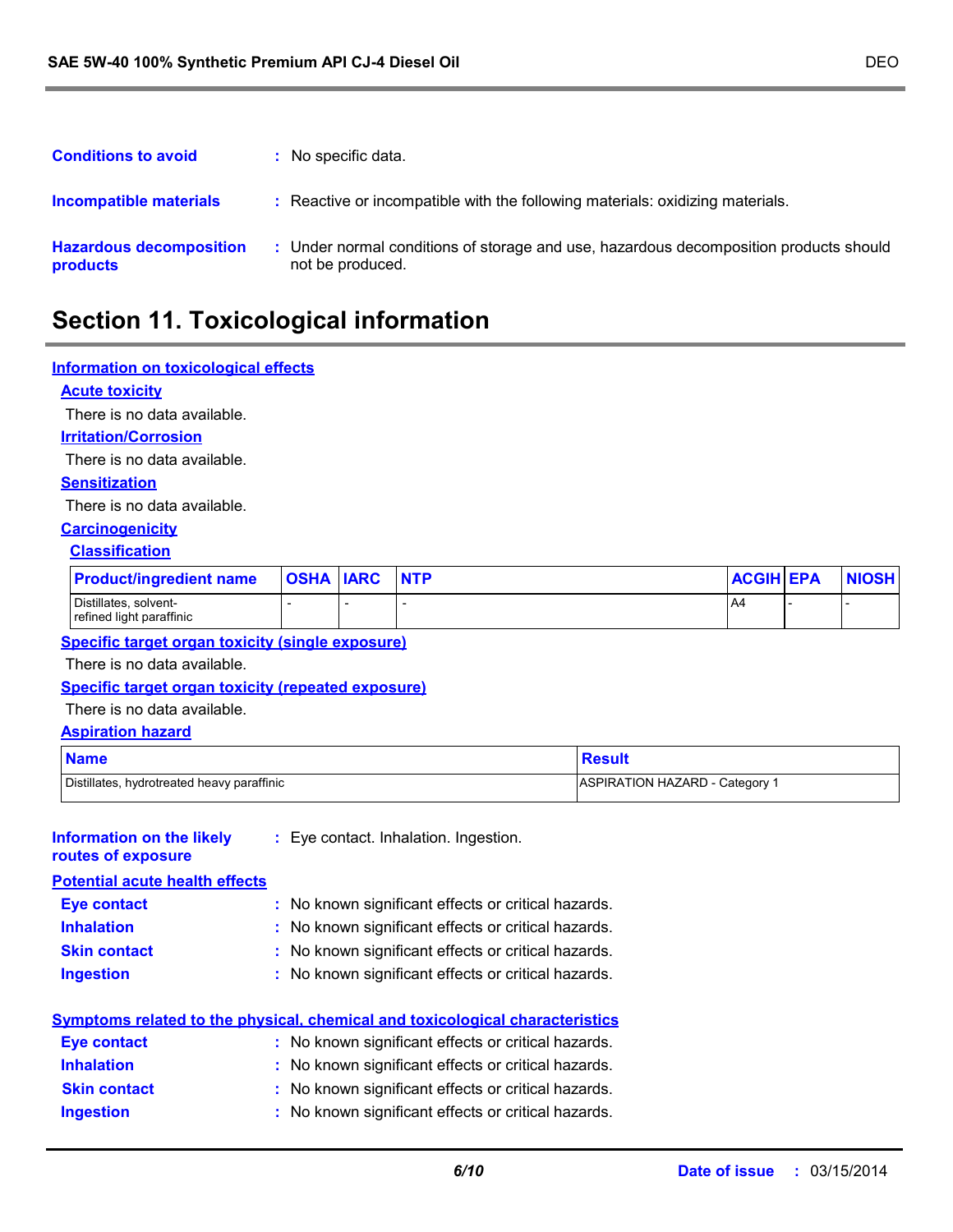**Conditions to avoid** : No specific data.

**Incompatible materials** : Reactive or incompatible with the following materials: oxidizing materials.

**Hazardous decomposition products** : Under normal conditions of storage and use, hazardous decomposition products should not be produced.

# Section 11. Toxicological information

## Information on toxicological effects

### Acute toxicity

There is no data available.

### Irritation/Corrosion

There is no data available.

### Sensitization

There is no data available.

### Carcinogenicity

#### Classification

| Product/ingredient name | OSHA | IARC | NTP | ACGIH | EPA | NIOSH |
|---|---|---|---|---|---|---|
| Distillates, solvent-refined light paraffinic | - | - | - | A4 | - | - |

### Specific target organ toxicity (single exposure)

There is no data available.

### Specific target organ toxicity (repeated exposure)

There is no data available.

### Aspiration hazard

| Name | Result |
|---|---|
| Distillates, hydrotreated heavy paraffinic | ASPIRATION HAZARD - Category 1 |

**Information on the likely routes of exposure** : Eye contact. Inhalation. Ingestion.

## Potential acute health effects

**Eye contact** : No known significant effects or critical hazards.
**Inhalation** : No known significant effects or critical hazards.
**Skin contact** : No known significant effects or critical hazards.
**Ingestion** : No known significant effects or critical hazards.

## Symptoms related to the physical, chemical and toxicological characteristics

**Eye contact** : No known significant effects or critical hazards.
**Inhalation** : No known significant effects or critical hazards.
**Skin contact** : No known significant effects or critical hazards.
**Ingestion** : No known significant effects or critical hazards.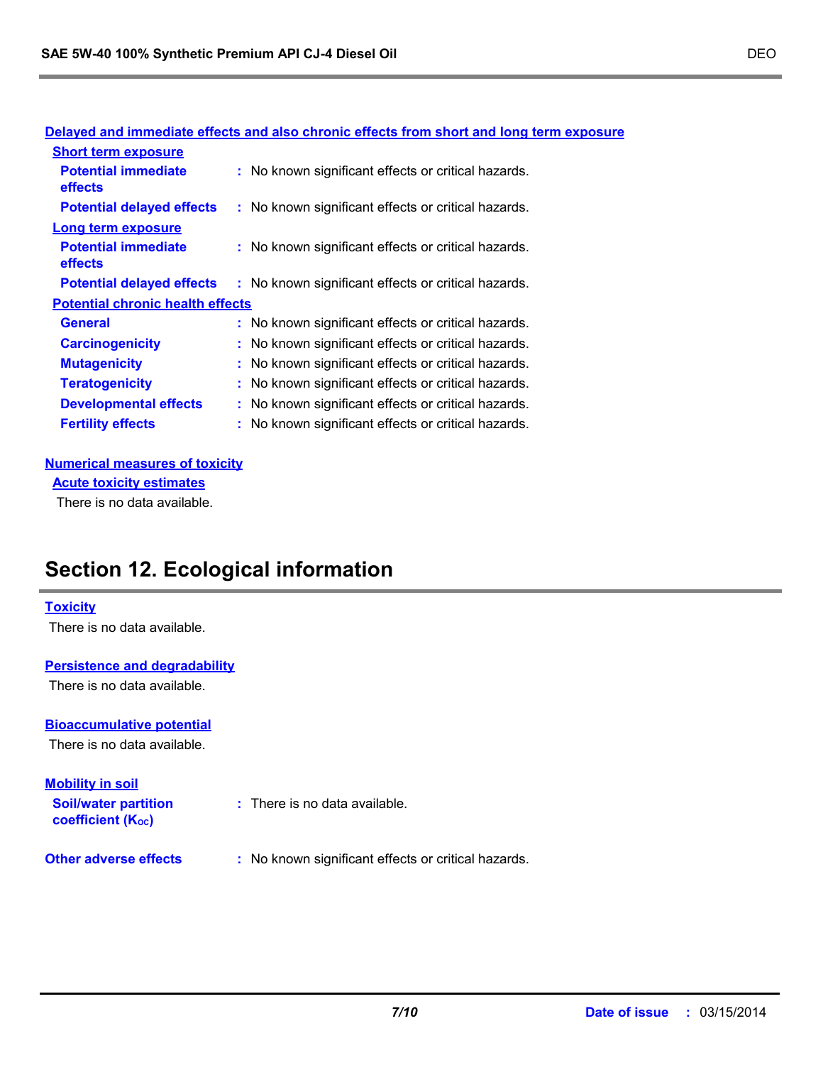### Delayed and immediate effects and also chronic effects from short and long term exposure

**Short term exposure**

| | |
|---|---|
| **Potential immediate effects** | : No known significant effects or critical hazards. |
| **Potential delayed effects** | : No known significant effects or critical hazards. |

**Long term exposure**

| | |
|---|---|
| **Potential immediate effects** | : No known significant effects or critical hazards. |
| **Potential delayed effects** | : No known significant effects or critical hazards. |

**Potential chronic health effects**

| | |
|---|---|
| **General** | : No known significant effects or critical hazards. |
| **Carcinogenicity** | : No known significant effects or critical hazards. |
| **Mutagenicity** | : No known significant effects or critical hazards. |
| **Teratogenicity** | : No known significant effects or critical hazards. |
| **Developmental effects** | : No known significant effects or critical hazards. |
| **Fertility effects** | : No known significant effects or critical hazards. |

### Numerical measures of toxicity

**Acute toxicity estimates**

There is no data available.

## Section 12. Ecological information

### Toxicity

There is no data available.

### Persistence and degradability

There is no data available.

### Bioaccumulative potential

There is no data available.

### Mobility in soil

| | |
|---|---|
| **Soil/water partition coefficient ($K_{OC}$)** | : There is no data available. |

| | |
|---|---|
| **Other adverse effects** | : No known significant effects or critical hazards. |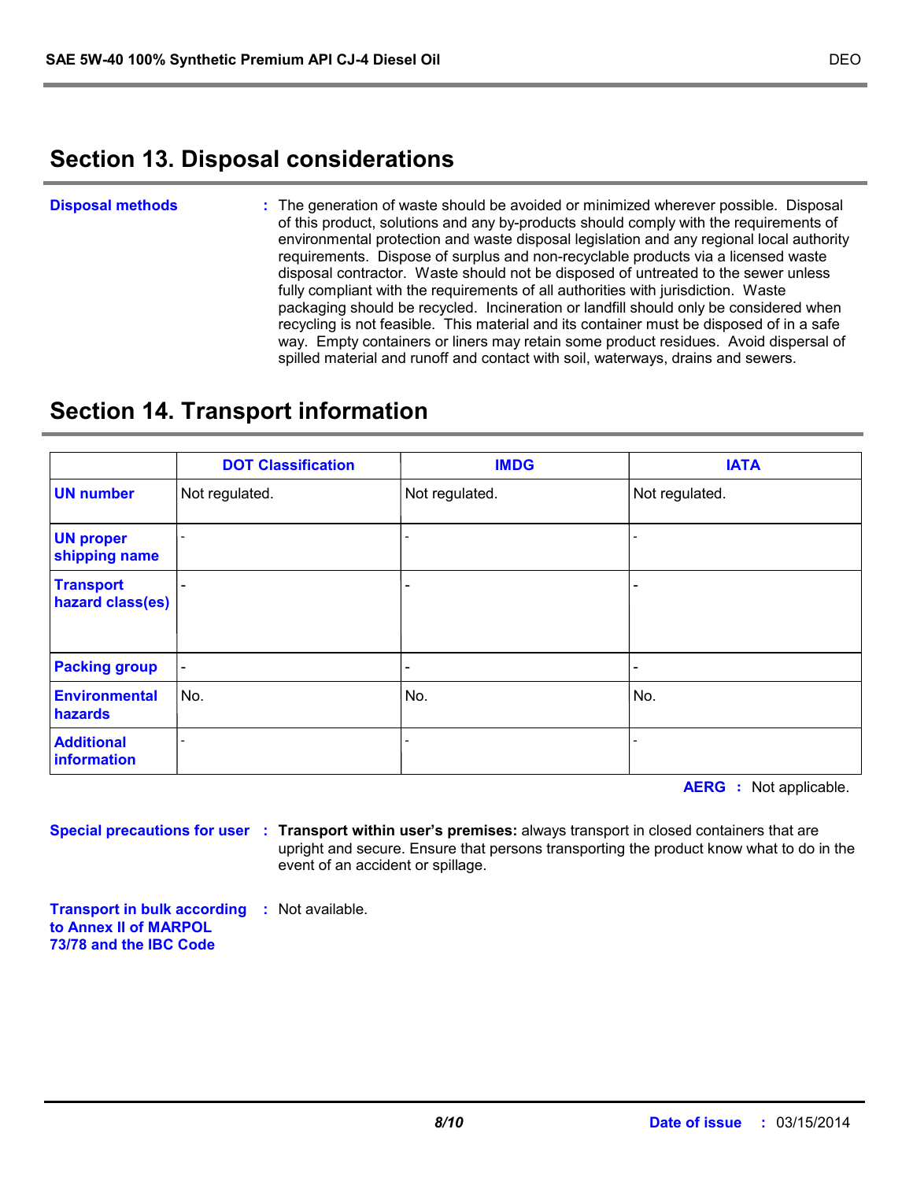## Section 13. Disposal considerations

**Disposal methods** : The generation of waste should be avoided or minimized wherever possible. Disposal of this product, solutions and any by-products should comply with the requirements of environmental protection and waste disposal legislation and any regional local authority requirements. Dispose of surplus and non-recyclable products via a licensed waste disposal contractor. Waste should not be disposed of untreated to the sewer unless fully compliant with the requirements of all authorities with jurisdiction. Waste packaging should be recycled. Incineration or landfill should only be considered when recycling is not feasible. This material and its container must be disposed of in a safe way. Empty containers or liners may retain some product residues. Avoid dispersal of spilled material and runoff and contact with soil, waterways, drains and sewers.

## Section 14. Transport information

| | DOT Classification | IMDG | IATA |
|---|---|---|---|
| **UN number** | Not regulated. | Not regulated. | Not regulated. |
| **UN proper shipping name** | - | - | - |
| **Transport hazard class(es)** | - | - | - |
| **Packing group** | - | - | - |
| **Environmental hazards** | No. | No. | No. |
| **Additional information** | - | - | - |

**AERG** : Not applicable.

**Special precautions for user** : **Transport within user's premises:** always transport in closed containers that are upright and secure. Ensure that persons transporting the product know what to do in the event of an accident or spillage.

**Transport in bulk according to Annex II of MARPOL 73/78 and the IBC Code** : Not available.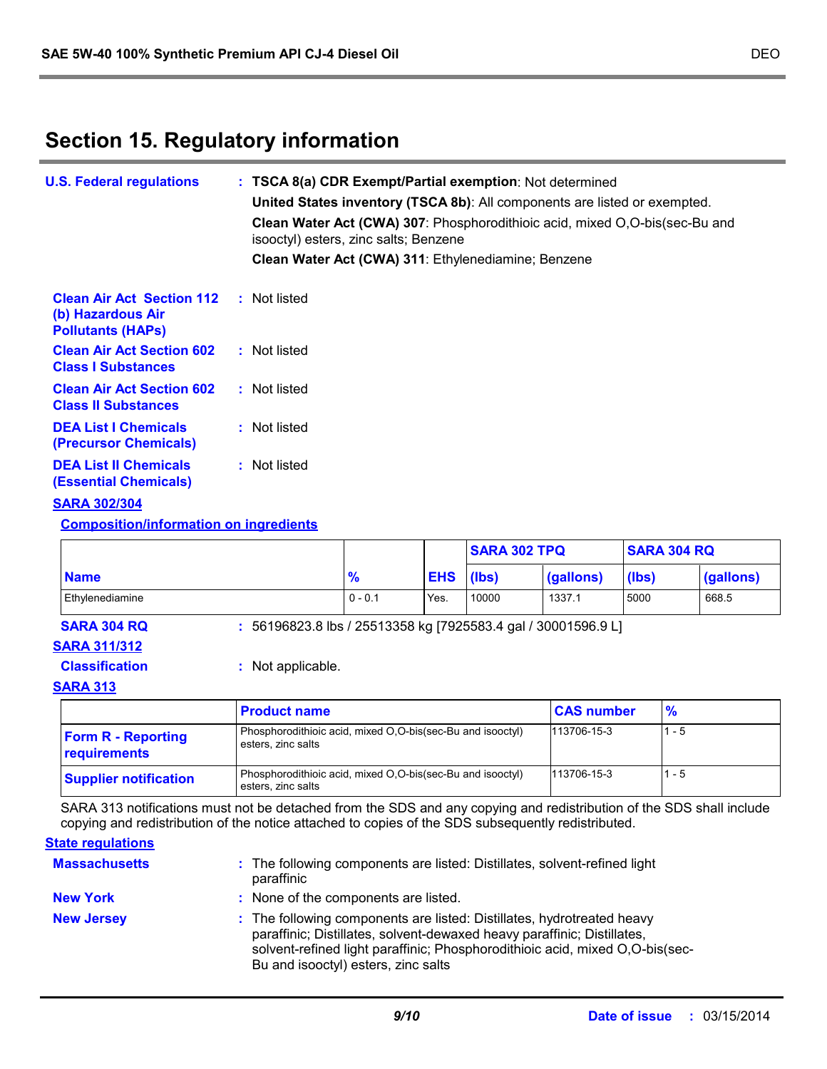## Section 15. Regulatory information

**U.S. Federal regulations** : **TSCA 8(a) CDR Exempt/Partial exemption**: Not determined

**United States inventory (TSCA 8b)**: All components are listed or exempted.

**Clean Water Act (CWA) 307**: Phosphorodithioic acid, mixed O,O-bis(sec-Bu and isooctyl) esters, zinc salts; Benzene

**Clean Water Act (CWA) 311**: Ethylenediamine; Benzene

**Clean Air Act Section 112 (b) Hazardous Air Pollutants (HAPs)** : Not listed

**Clean Air Act Section 602 Class I Substances** : Not listed

**Clean Air Act Section 602 Class II Substances** : Not listed

**DEA List I Chemicals (Precursor Chemicals)** : Not listed

**DEA List II Chemicals (Essential Chemicals)** : Not listed

**SARA 302/304**

**Composition/information on ingredients**

| Name | % | EHS | SARA 302 TPQ | | SARA 304 RQ | |
|---|---|---|---|---|---|---|
| | | | (lbs) | (gallons) | (lbs) | (gallons) |
| Ethylenediamine | 0 - 0.1 | Yes. | 10000 | 1337.1 | 5000 | 668.5 |

**SARA 304 RQ** : 56196823.8 lbs / 25513358 kg [7925583.4 gal / 30001596.9 L]

**SARA 311/312**

**Classification** : Not applicable.

**SARA 313**

| | Product name | CAS number | % |
|---|---|---|---|
| **Form R - Reporting requirements** | Phosphorodithioic acid, mixed O,O-bis(sec-Bu and isooctyl) esters, zinc salts | 113706-15-3 | 1 - 5 |
| **Supplier notification** | Phosphorodithioic acid, mixed O,O-bis(sec-Bu and isooctyl) esters, zinc salts | 113706-15-3 | 1 - 5 |

SARA 313 notifications must not be detached from the SDS and any copying and redistribution of the SDS shall include copying and redistribution of the notice attached to copies of the SDS subsequently redistributed.

**State regulations**

**Massachusetts** : The following components are listed: Distillates, solvent-refined light paraffinic

**New York** : None of the components are listed.

**New Jersey** : The following components are listed: Distillates, hydrotreated heavy paraffinic; Distillates, solvent-dewaxed heavy paraffinic; Distillates, solvent-refined light paraffinic; Phosphorodithioic acid, mixed O,O-bis(sec-Bu and isooctyl) esters, zinc salts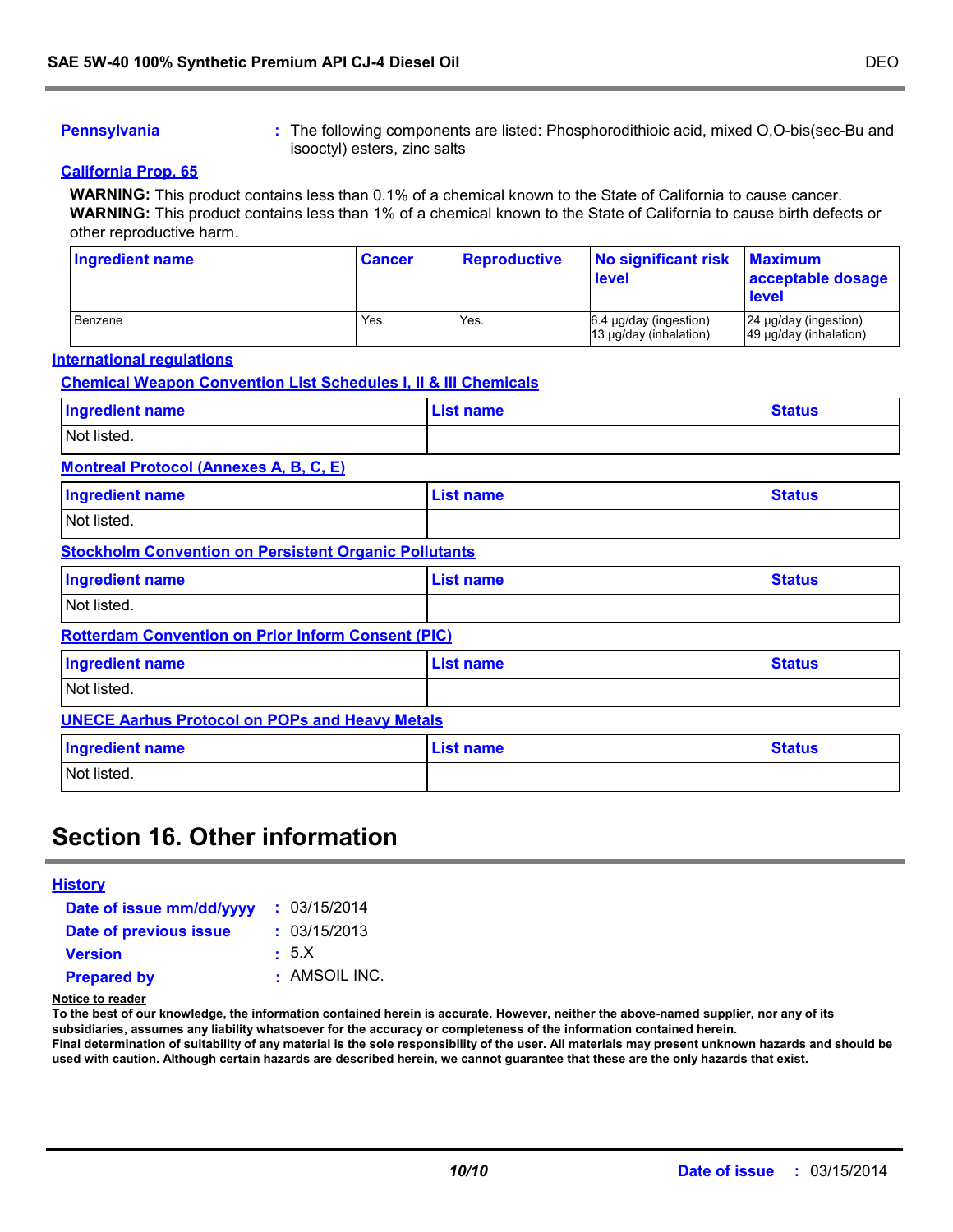**Pennsylvania** : The following components are listed: Phosphorodithioic acid, mixed O,O-bis(sec-Bu and isooctyl) esters, zinc salts

**California Prop. 65**

**WARNING:** This product contains less than 0.1% of a chemical known to the State of California to cause cancer.
**WARNING:** This product contains less than 1% of a chemical known to the State of California to cause birth defects or other reproductive harm.

| Ingredient name | Cancer | Reproductive | No significant risk level | Maximum acceptable dosage level |
|---|---|---|---|---|
| Benzene | Yes. | Yes. | 6.4 µg/day (ingestion)<br>13 µg/day (inhalation) | 24 µg/day (ingestion)<br>49 µg/day (inhalation) |

**International regulations**

**Chemical Weapon Convention List Schedules I, II & III Chemicals**

| Ingredient name | List name | Status |
|---|---|---|
| Not listed. | | |

**Montreal Protocol (Annexes A, B, C, E)**

| Ingredient name | List name | Status |
|---|---|---|
| Not listed. | | |

**Stockholm Convention on Persistent Organic Pollutants**

| Ingredient name | List name | Status |
|---|---|---|
| Not listed. | | |

**Rotterdam Convention on Prior Inform Consent (PIC)**

| Ingredient name | List name | Status |
|---|---|---|
| Not listed. | | |

**UNECE Aarhus Protocol on POPs and Heavy Metals**

| Ingredient name | List name | Status |
|---|---|---|
| Not listed. | | |

# Section 16. Other information

**History**

**Date of issue mm/dd/yyyy** : 03/15/2014
**Date of previous issue** : 03/15/2013
**Version** : 5.X
**Prepared by** : AMSOIL INC.

**Notice to reader**

**To the best of our knowledge, the information contained herein is accurate. However, neither the above-named supplier, nor any of its subsidiaries, assumes any liability whatsoever for the accuracy or completeness of the information contained herein.**
**Final determination of suitability of any material is the sole responsibility of the user. All materials may present unknown hazards and should be used with caution. Although certain hazards are described herein, we cannot guarantee that these are the only hazards that exist.**